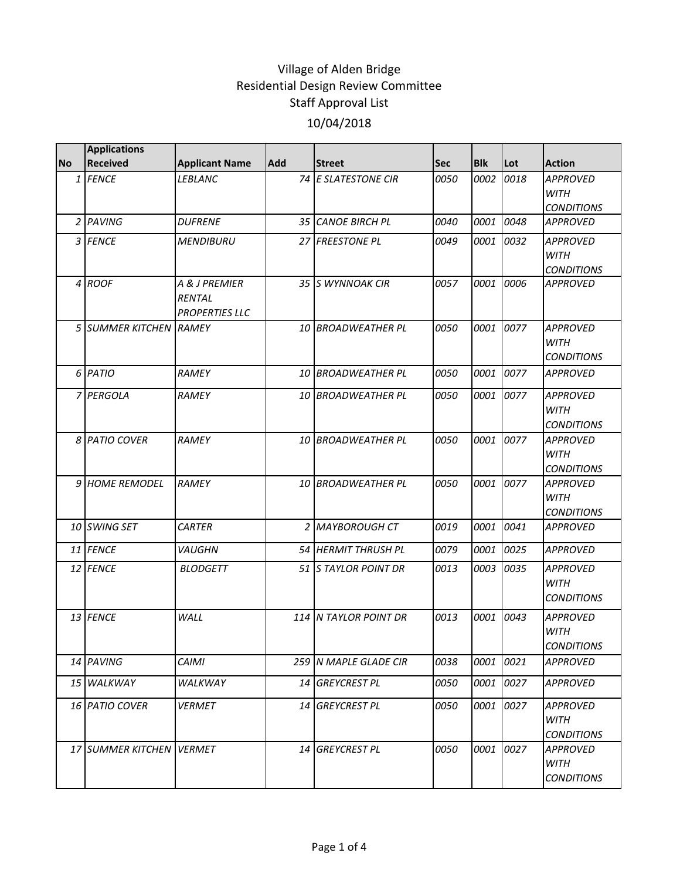# Village of Alden Bridge
## Residential Design Review Committee
## Staff Approval List
## 10/04/2018

| No | Applications Received | Applicant Name | Add | Street | Sec | Blk | Lot | Action |
|---|---|---|---|---|---|---|---|---|
| *1* | *FENCE* | *LEBLANC* | *74* | *E SLATESTONE CIR* | *0050* | *0002* | *0018* | *APPROVED WITH CONDITIONS* |
| *2* | *PAVING* | *DUFRENE* | *35* | *CANOE BIRCH PL* | *0040* | *0001* | *0048* | *APPROVED* |
| *3* | *FENCE* | *MENDIBURU* | *27* | *FREESTONE PL* | *0049* | *0001* | *0032* | *APPROVED WITH CONDITIONS* |
| *4* | *ROOF* | *A & J PREMIER RENTAL PROPERTIES LLC* | *35* | *S WYNNOAK CIR* | *0057* | *0001* | *0006* | *APPROVED* |
| *5* | *SUMMER KITCHEN* | *RAMEY* | *10* | *BROADWEATHER PL* | *0050* | *0001* | *0077* | *APPROVED WITH CONDITIONS* |
| *6* | *PATIO* | *RAMEY* | *10* | *BROADWEATHER PL* | *0050* | *0001* | *0077* | *APPROVED* |
| *7* | *PERGOLA* | *RAMEY* | *10* | *BROADWEATHER PL* | *0050* | *0001* | *0077* | *APPROVED WITH CONDITIONS* |
| *8* | *PATIO COVER* | *RAMEY* | *10* | *BROADWEATHER PL* | *0050* | *0001* | *0077* | *APPROVED WITH CONDITIONS* |
| *9* | *HOME REMODEL* | *RAMEY* | *10* | *BROADWEATHER PL* | *0050* | *0001* | *0077* | *APPROVED WITH CONDITIONS* |
| *10* | *SWING SET* | *CARTER* | *2* | *MAYBOROUGH CT* | *0019* | *0001* | *0041* | *APPROVED* |
| *11* | *FENCE* | *VAUGHN* | *54* | *HERMIT THRUSH PL* | *0079* | *0001* | *0025* | *APPROVED* |
| *12* | *FENCE* | *BLODGETT* | *51* | *S TAYLOR POINT DR* | *0013* | *0003* | *0035* | *APPROVED WITH CONDITIONS* |
| *13* | *FENCE* | *WALL* | *114* | *N TAYLOR POINT DR* | *0013* | *0001* | *0043* | *APPROVED WITH CONDITIONS* |
| *14* | *PAVING* | *CAIMI* | *259* | *N MAPLE GLADE CIR* | *0038* | *0001* | *0021* | *APPROVED* |
| *15* | *WALKWAY* | *WALKWAY* | *14* | *GREYCREST PL* | *0050* | *0001* | *0027* | *APPROVED* |
| *16* | *PATIO COVER* | *VERMET* | *14* | *GREYCREST PL* | *0050* | *0001* | *0027* | *APPROVED WITH CONDITIONS* |
| *17* | *SUMMER KITCHEN* | *VERMET* | *14* | *GREYCREST PL* | *0050* | *0001* | *0027* | *APPROVED WITH CONDITIONS* |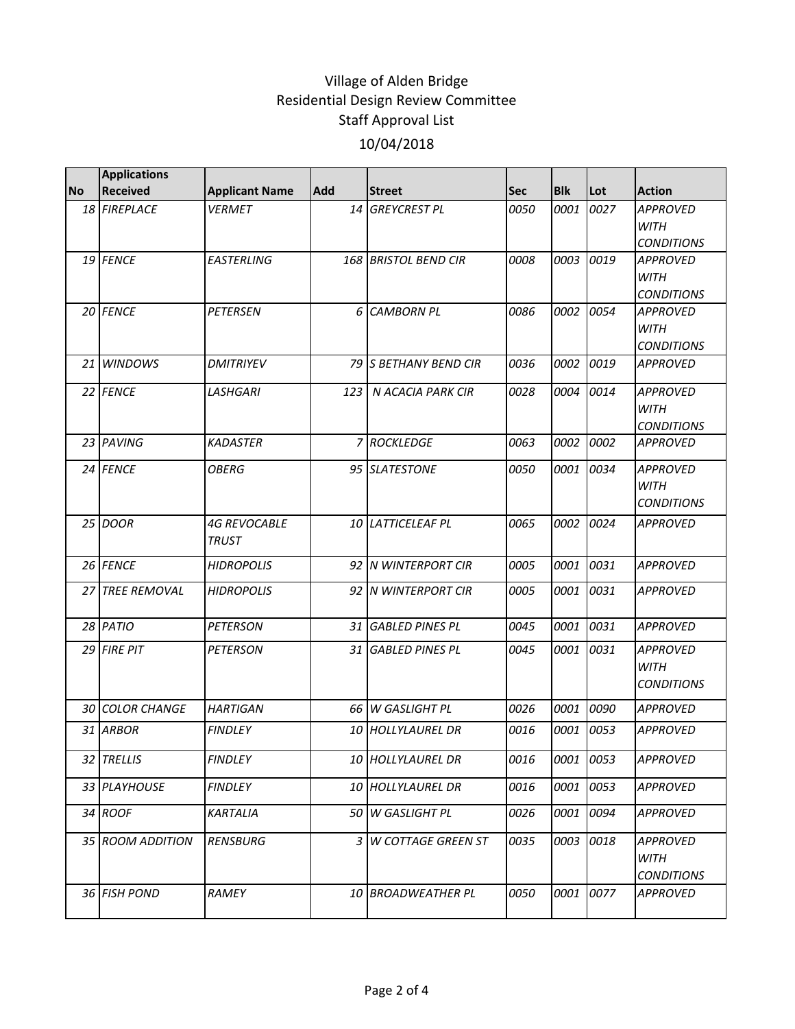Village of Alden Bridge
Residential Design Review Committee
Staff Approval List
10/04/2018

| No | Applications Received | Applicant Name | Add | Street | Sec | Blk | Lot | Action |
|---|---|---|---|---|---|---|---|---|
| 18 | FIREPLACE | VERMET | 14 | GREYCREST PL | 0050 | 0001 | 0027 | APPROVED WITH CONDITIONS |
| 19 | FENCE | EASTERLING | 168 | BRISTOL BEND CIR | 0008 | 0003 | 0019 | APPROVED WITH CONDITIONS |
| 20 | FENCE | PETERSEN | 6 | CAMBORN PL | 0086 | 0002 | 0054 | APPROVED WITH CONDITIONS |
| 21 | WINDOWS | DMITRIYEV | 79 | S BETHANY BEND CIR | 0036 | 0002 | 0019 | APPROVED |
| 22 | FENCE | LASHGARI | 123 | N ACACIA PARK CIR | 0028 | 0004 | 0014 | APPROVED WITH CONDITIONS |
| 23 | PAVING | KADASTER | 7 | ROCKLEDGE | 0063 | 0002 | 0002 | APPROVED |
| 24 | FENCE | OBERG | 95 | SLATESTONE | 0050 | 0001 | 0034 | APPROVED WITH CONDITIONS |
| 25 | DOOR | 4G REVOCABLE TRUST | 10 | LATTICELEAF PL | 0065 | 0002 | 0024 | APPROVED |
| 26 | FENCE | HIDROPOLIS | 92 | N WINTERPORT CIR | 0005 | 0001 | 0031 | APPROVED |
| 27 | TREE REMOVAL | HIDROPOLIS | 92 | N WINTERPORT CIR | 0005 | 0001 | 0031 | APPROVED |
| 28 | PATIO | PETERSON | 31 | GABLED PINES PL | 0045 | 0001 | 0031 | APPROVED |
| 29 | FIRE PIT | PETERSON | 31 | GABLED PINES PL | 0045 | 0001 | 0031 | APPROVED WITH CONDITIONS |
| 30 | COLOR CHANGE | HARTIGAN | 66 | W GASLIGHT PL | 0026 | 0001 | 0090 | APPROVED |
| 31 | ARBOR | FINDLEY | 10 | HOLLYLAUREL DR | 0016 | 0001 | 0053 | APPROVED |
| 32 | TRELLIS | FINDLEY | 10 | HOLLYLAUREL DR | 0016 | 0001 | 0053 | APPROVED |
| 33 | PLAYHOUSE | FINDLEY | 10 | HOLLYLAUREL DR | 0016 | 0001 | 0053 | APPROVED |
| 34 | ROOF | KARTALIA | 50 | W GASLIGHT PL | 0026 | 0001 | 0094 | APPROVED |
| 35 | ROOM ADDITION | RENSBURG | 3 | W COTTAGE GREEN ST | 0035 | 0003 | 0018 | APPROVED WITH CONDITIONS |
| 36 | FISH POND | RAMEY | 10 | BROADWEATHER PL | 0050 | 0001 | 0077 | APPROVED |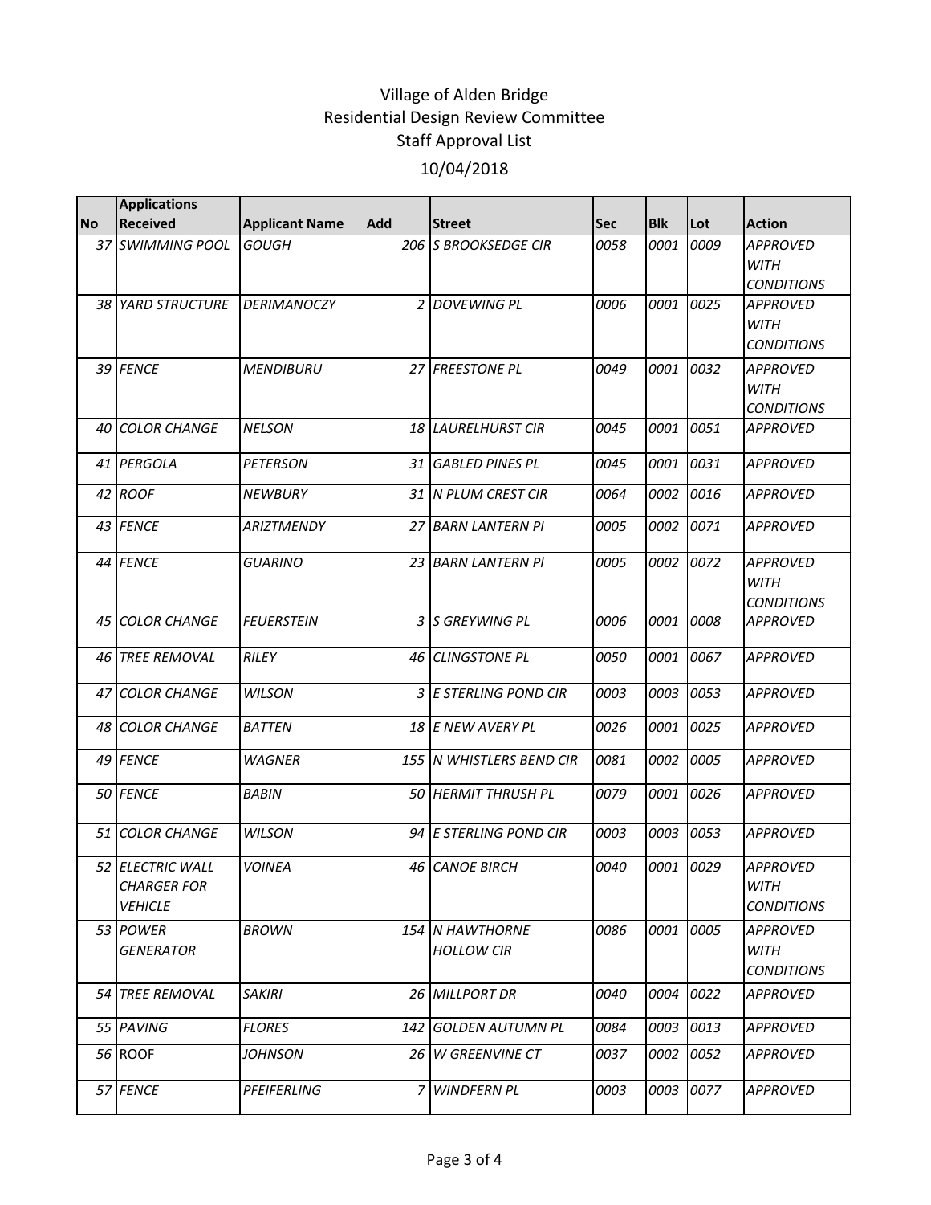# Village of Alden Bridge
## Residential Design Review Committee
## Staff Approval List
### 10/04/2018

| No | Applications Received | Applicant Name | Add | Street | Sec | Blk | Lot | Action |
|---|---|---|---|---|---|---|---|---|
| 37 | SWIMMING POOL | GOUGH | 206 | S BROOKSEDGE CIR | 0058 | 0001 | 0009 | APPROVED WITH CONDITIONS |
| 38 | YARD STRUCTURE | DERIMANOCZY | 2 | DOVEWING PL | 0006 | 0001 | 0025 | APPROVED WITH CONDITIONS |
| 39 | FENCE | MENDIBURU | 27 | FREESTONE PL | 0049 | 0001 | 0032 | APPROVED WITH CONDITIONS |
| 40 | COLOR CHANGE | NELSON | 18 | LAURELHURST CIR | 0045 | 0001 | 0051 | APPROVED |
| 41 | PERGOLA | PETERSON | 31 | GABLED PINES PL | 0045 | 0001 | 0031 | APPROVED |
| 42 | ROOF | NEWBURY | 31 | N PLUM CREST CIR | 0064 | 0002 | 0016 | APPROVED |
| 43 | FENCE | ARIZTMENDY | 27 | BARN LANTERN Pl | 0005 | 0002 | 0071 | APPROVED |
| 44 | FENCE | GUARINO | 23 | BARN LANTERN Pl | 0005 | 0002 | 0072 | APPROVED WITH CONDITIONS |
| 45 | COLOR CHANGE | FEUERSTEIN | 3 | S GREYWING PL | 0006 | 0001 | 0008 | APPROVED |
| 46 | TREE REMOVAL | RILEY | 46 | CLINGSTONE PL | 0050 | 0001 | 0067 | APPROVED |
| 47 | COLOR CHANGE | WILSON | 3 | E STERLING POND CIR | 0003 | 0003 | 0053 | APPROVED |
| 48 | COLOR CHANGE | BATTEN | 18 | E NEW AVERY PL | 0026 | 0001 | 0025 | APPROVED |
| 49 | FENCE | WAGNER | 155 | N WHISTLERS BEND CIR | 0081 | 0002 | 0005 | APPROVED |
| 50 | FENCE | BABIN | 50 | HERMIT THRUSH PL | 0079 | 0001 | 0026 | APPROVED |
| 51 | COLOR CHANGE | WILSON | 94 | E STERLING POND CIR | 0003 | 0003 | 0053 | APPROVED |
| 52 | ELECTRIC WALL CHARGER FOR VEHICLE | VOINEA | 46 | CANOE BIRCH | 0040 | 0001 | 0029 | APPROVED WITH CONDITIONS |
| 53 | POWER GENERATOR | BROWN | 154 | N HAWTHORNE HOLLOW CIR | 0086 | 0001 | 0005 | APPROVED WITH CONDITIONS |
| 54 | TREE REMOVAL | SAKIRI | 26 | MILLPORT DR | 0040 | 0004 | 0022 | APPROVED |
| 55 | PAVING | FLORES | 142 | GOLDEN AUTUMN PL | 0084 | 0003 | 0013 | APPROVED |
| 56 | ROOF | JOHNSON | 26 | W GREENVINE CT | 0037 | 0002 | 0052 | APPROVED |
| 57 | FENCE | PFEIFERLING | 7 | WINDFERN PL | 0003 | 0003 | 0077 | APPROVED |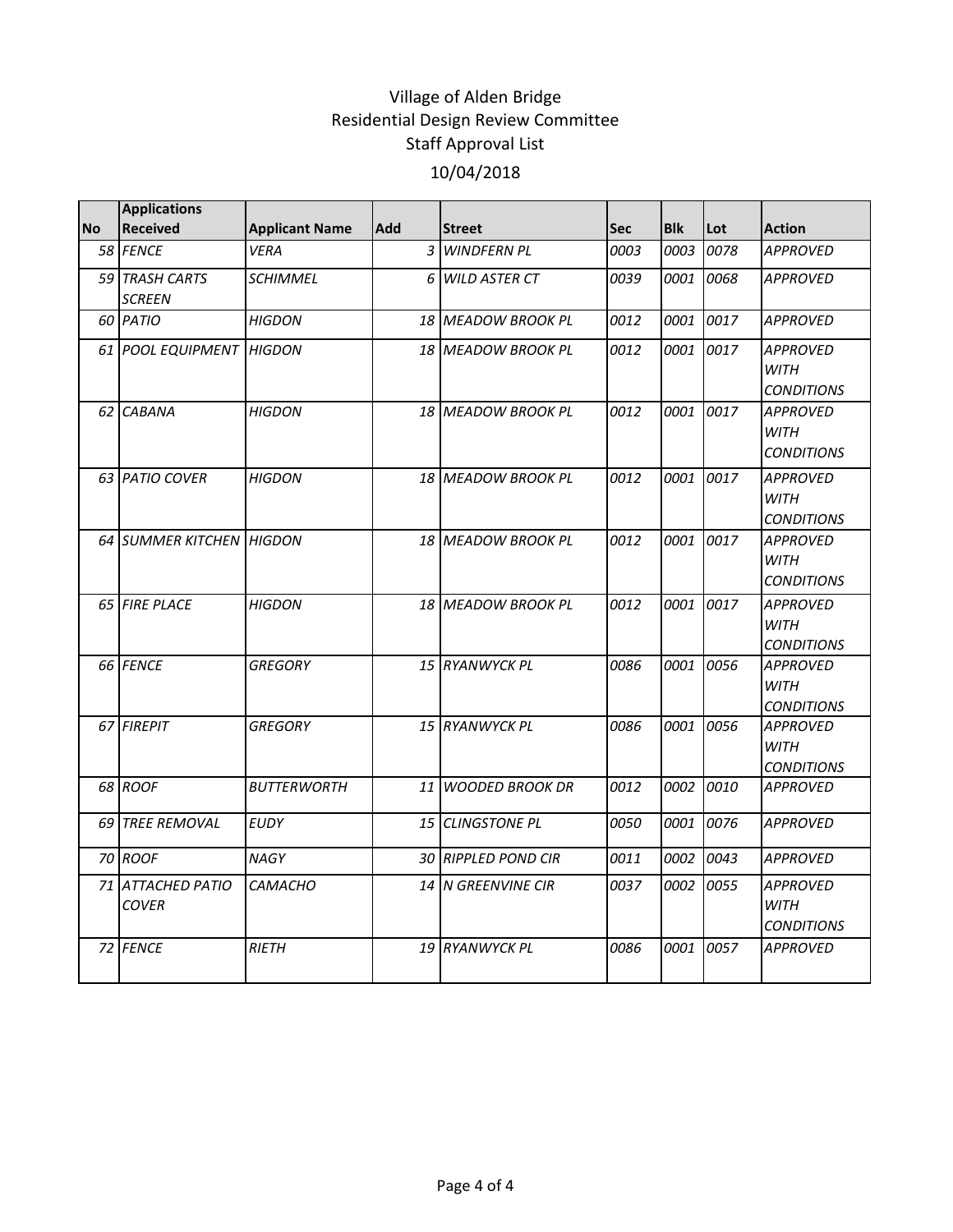Village of Alden Bridge
Residential Design Review Committee
Staff Approval List
10/04/2018

| No | Applications Received | Applicant Name | Add | Street | Sec | Blk | Lot | Action |
|---|---|---|---|---|---|---|---|---|
| 58 | FENCE | VERA | 3 | WINDFERN PL | 0003 | 0003 | 0078 | APPROVED |
| 59 | TRASH CARTS SCREEN | SCHIMMEL | 6 | WILD ASTER CT | 0039 | 0001 | 0068 | APPROVED |
| 60 | PATIO | HIGDON | 18 | MEADOW BROOK PL | 0012 | 0001 | 0017 | APPROVED |
| 61 | POOL EQUIPMENT | HIGDON | 18 | MEADOW BROOK PL | 0012 | 0001 | 0017 | APPROVED WITH CONDITIONS |
| 62 | CABANA | HIGDON | 18 | MEADOW BROOK PL | 0012 | 0001 | 0017 | APPROVED WITH CONDITIONS |
| 63 | PATIO COVER | HIGDON | 18 | MEADOW BROOK PL | 0012 | 0001 | 0017 | APPROVED WITH CONDITIONS |
| 64 | SUMMER KITCHEN | HIGDON | 18 | MEADOW BROOK PL | 0012 | 0001 | 0017 | APPROVED WITH CONDITIONS |
| 65 | FIRE PLACE | HIGDON | 18 | MEADOW BROOK PL | 0012 | 0001 | 0017 | APPROVED WITH CONDITIONS |
| 66 | FENCE | GREGORY | 15 | RYANWYCK PL | 0086 | 0001 | 0056 | APPROVED WITH CONDITIONS |
| 67 | FIREPIT | GREGORY | 15 | RYANWYCK PL | 0086 | 0001 | 0056 | APPROVED WITH CONDITIONS |
| 68 | ROOF | BUTTERWORTH | 11 | WOODED BROOK DR | 0012 | 0002 | 0010 | APPROVED |
| 69 | TREE REMOVAL | EUDY | 15 | CLINGSTONE PL | 0050 | 0001 | 0076 | APPROVED |
| 70 | ROOF | NAGY | 30 | RIPPLED POND CIR | 0011 | 0002 | 0043 | APPROVED |
| 71 | ATTACHED PATIO COVER | CAMACHO | 14 | N GREENVINE CIR | 0037 | 0002 | 0055 | APPROVED WITH CONDITIONS |
| 72 | FENCE | RIETH | 19 | RYANWYCK PL | 0086 | 0001 | 0057 | APPROVED |